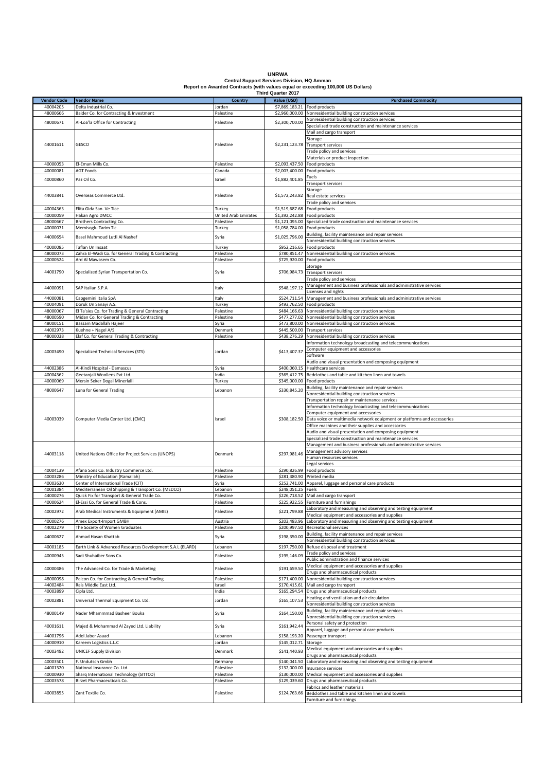**UNRWA**
**Central Support Services Division, HQ Amman**
**Report on Awarded Contracts (with values equal or exceeding 100,000 US Dollars)**
**Third Quarter 2017**

| Vendor Code | Vendor Name | Country | Value (USD) | Purchased Commodity |
|---|---|---|---|---|
| 40004205 | Delta Industrial Co. | Jordan | $7,869,183.21 | Food products |
| 48000666 | Baider Co. for Contracting & Investment | Palestine | $2,960,000.00 | Nonresidential building construction services |
| 48000671 | Al-Loa'la Office for Contracting | Palestine | $2,300,700.00 | Nonresidential building construction services<br>Specialized trade construction and maintenance services |
| 44001611 | GESCO | Palestine | $2,231,123.78 | Mail and cargo transport<br>Storage<br>Transport services<br>Trade policy and services<br>Materials or product inspection |
| 40000053 | El-Eman Mills Co. | Palestine | $2,093,437.50 | Food products |
| 40000081 | AGT Foods | Canada | $2,003,400.00 | Food products |
| 40000860 | Paz Oil Co. | Israel | $1,882,401.85 | Fuels<br>Transport services |
| 44003841 | Overseas Commerce Ltd. | Palestine | $1,572,243.82 | Storage<br>Real estate services<br>Trade policy and services |
| 40004363 | Elita Gida San. Ve Tice | Turkey | $1,519,687.68 | Food products |
| 40000059 | Hakan Agro DMCC | United Arab Emirates | $1,392,242.88 | Food products |
| 48000667 | Brothers Contracting Co. | Palestine | $1,121,095.00 | Specialized trade construction and maintenance services |
| 40000071 | Memisoglu Tarim Tic. | Turkey | $1,058,784.00 | Food products |
| 44000654 | Basel Mahmoud Lutfi Al Nashef | Syria | $1,025,796.00 | Building, facility maintenance and repair services<br>Nonresidential building construction services |
| 40000085 | Taflan Un Insaat | Turkey | $952,216.65 | Food products |
| 48000073 | Zahra El-Wadi Co. for General Trading & Contracting | Palestine | $780,851.47 | Nonresidential building construction services |
| 40000524 | Ard Al Mawasem Co. | Palestine | $725,920.00 | Food products |
| 44001790 | Specialized Syrian Transportation Co. | Syria | $706,984.73 | Storage<br>Transport services<br>Trade policy and services |
| 44000091 | SAP Italian S.P.A | Italy | $548,197.12 | Management and business professionals and administrative services<br>Licenses and rights |
| 44000081 | Capgemini Italia SpA | Italy | $524,711.54 | Management and business professionals and administrative services |
| 40004091 | Doruk Un Sanayi A.S. | Turkey | $493,762.50 | Food products |
| 48000067 | El Ta'sies Co. for Trading & General Contracting | Palestine | $484,166.63 | Nonresidential building construction services |
| 48000590 | Midan Co. for General Trading & Contracting | Palestine | $477,277.02 | Nonresidential building construction services |
| 48000151 | Bassam Madallah Hajeer | Syria | $473,800.00 | Nonresidential building construction services |
| 44002973 | Kuehne + Nagel A/S | Denmark | $445,500.00 | Transport services |
| 48000038 | Elaf Co. for General Trading & Contracting | Palestine | $438,276.29 | Nonresidential building construction services |
| 40003490 | Specialized Technical Services (STS) | Jordan | $413,407.37 | Information technology broadcasting and telecommunications<br>Computer equipment and accessories<br>Software<br>Audio and visual presentation and composing equipment |
| 44002386 | Al-Kindi Hospital - Damascus | Syria | $400,060.15 | Healthcare services |
| 40004362 | Geetanjali Woollens Pvt Ltd. | India | $365,412.75 | Bedclothes and table and kitchen linen and towels |
| 40000069 | Mersin Seker Dogal Minerlalli | Turkey | $345,000.00 | Food products |
| 48000647 | Luna for General Trading | Lebanon | $330,845.20 | Building, facility maintenance and repair services<br>Nonresidential building construction services |
| 40003039 | Computer Media Center Ltd. (CMC) | Israel | $308,182.50 | Transportation repair or maintenance services<br>Information technology broadcasting and telecommunications<br>Computer equipment and accessories<br>Data voice or multimedia network equipment or platforms and accessories<br>Office machines and their supplies and accessories<br>Audio and visual presentation and composing equipment<br>Specialized trade construction and maintenance services |
| 44003118 | United Nations Office for Project Services (UNOPS) | Denmark | $297,981.46 | Management and business professionals and administrative services<br>Management advisory services<br>Human resources services<br>Legal services |
| 40004139 | Afana Sons Co. Industry Commerce Ltd. | Palestine | $290,826.99 | Food products |
| 40003286 | Ministry of Education (Ramallah) | Palestine | $281,380.90 | Printed media |
| 40003630 | Center of International Trade (CIT) | Syria | $252,741.00 | Apparel, luggage and personal care products |
| 40001384 | Mediterranean Oil Shipping & Transport Co. (MEDCO) | Lebanon | $248,051.25 | Fuels |
| 44000276 | Quick Fix for Transport & General Trade Co. | Palestine | $226,718.52 | Mail and cargo transport |
| 40000624 | El-Essi Co. for General Trade & Cons. | Palestine | $225,922.55 | Furniture and furnishings |
| 40002972 | Arab Medical Instruments & Equipment (AMIE) | Palestine | $221,799.88 | Laboratory and measuring and observing and testing equipment<br>Medical equipment and accessories and supplies |
| 40000276 | Amex Export-Import GMBH | Austria | $203,483.96 | Laboratory and measuring and observing and testing equipment |
| 44002279 | The Society of Women Graduates | Palestine | $200,997.50 | Recreational services |
| 44000627 | Ahmad Hasan Khattab | Syria | $198,350.00 | Building, facility maintenance and repair services<br>Nonresidential building construction services |
| 40001185 | Earth Link & Advanced Resources Development S.A.L (ELARD) | Lebanon | $197,750.00 | Refuse disposal and treatment |
| 40000945 | Sadi Shuhaiber Sons Co. | Palestine | $195,146.09 | Trade policy and services<br>Public administration and finance services |
| 40000486 | The Advanced Co. for Trade & Marketing | Palestine | $191,659.50 | Medical equipment and accessories and supplies<br>Drugs and pharmaceutical products |
| 48000098 | Palcon Co. for Contracting & General Trading | Palestine | $171,400.00 | Nonresidential building construction services |
| 44002484 | Rais Middle East Ltd. | Israel | $170,415.61 | Mail and cargo transport |
| 40003899 | Cipla Ltd. | India | $165,294.54 | Drugs and pharmaceutical products |
| 40002881 | Universal Thermal Equipment Co. Ltd. | Jordan | $165,107.53 | Heating and ventilation and air circulation<br>Nonresidential building construction services |
| 48000149 | Nader Mhammmad Basheer Bouka | Syria | $164,150.00 | Building, facility maintenance and repair services<br>Nonresidential building construction services |
| 40001611 | Majed & Mohammad Al Zayed Ltd. Liability | Syria | $161,942.44 | Personal safety and protection<br>Apparel, luggage and personal care products |
| 44001796 | Adel Jaber Asaad | Lebanon | $158,193.20 | Passenger transport |
| 44000910 | Kareem Logistics L.L.C | Jordan | $145,012.71 | Storage |
| 40003492 | UNICEF Supply Division | Denmark | $141,440.93 | Medical equipment and accessories and supplies<br>Drugs and pharmaceutical products |
| 40003501 | F. Undutsch Gmbh | Germany | $140,041.50 | Laboratory and measuring and observing and testing equipment |
| 44001320 | National Insurance Co. Ltd. | Palestine | $132,000.00 | Insurance services |
| 40000930 | Sharq International Technology (SITTCO) | Palestine | $130,000.00 | Medical equipment and accessories and supplies |
| 40003578 | Birzet Pharmaceuticals Co. | Palestine | $129,039.60 | Drugs and pharmaceutical products |
| 40003855 | Zant Textile Co. | Palestine | $124,763.66 | Fabrics and leather materials<br>Bedclothes and table and kitchen linen and towels<br>Furniture and furnishings |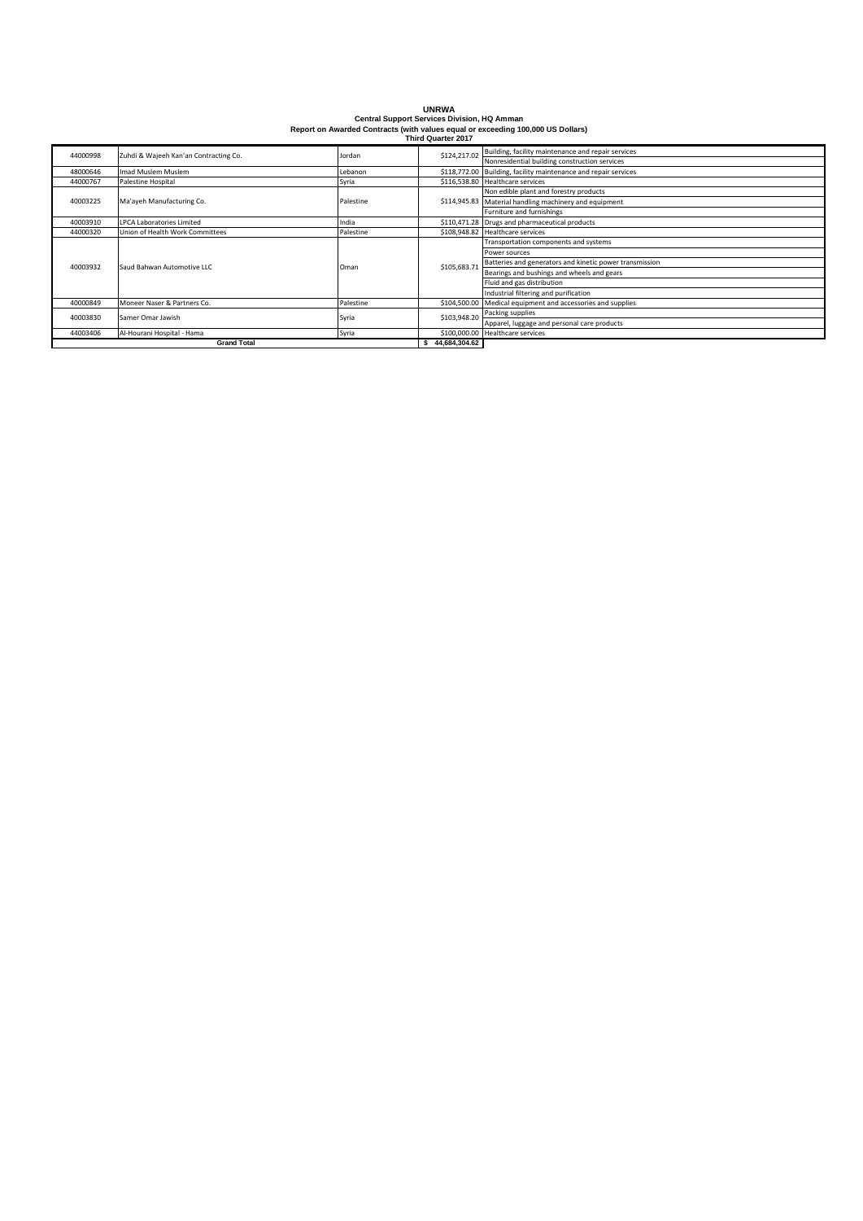# UNRWA

## Central Support Services Division, HQ Amman

### Report on Awarded Contracts (with values equal or exceeding 100,000 US Dollars)

### Third Quarter 2017

| | | | | |
|---|---|---|---|---|
| 44000998 | Zuhdi & Wajeeh Kan'an Contracting Co. | Jordan | $124,217.02 | Building, facility maintenance and repair services |
| | | | | Nonresidential building construction services |
| 48000646 | Imad Muslem Muslem | Lebanon | $118,772.00 | Building, facility maintenance and repair services |
| 44000767 | Palestine Hospital | Syria | $116,538.80 | Healthcare services |
| 40003225 | Ma'ayeh Manufacturing Co. | Palestine | $114,945.83 | Non edible plant and forestry products |
| | | | | Material handling machinery and equipment |
| | | | | Furniture and furnishings |
| 40003910 | LPCA Laboratories Limited | India | $110,471.28 | Drugs and pharmaceutical products |
| 44000320 | Union of Health Work Committees | Palestine | $108,948.82 | Healthcare services |
| 40003932 | Saud Bahwan Automotive LLC | Oman | $105,683.71 | Transportation components and systems |
| | | | | Power sources |
| | | | | Batteries and generators and kinetic power transmission |
| | | | | Bearings and bushings and wheels and gears |
| | | | | Fluid and gas distribution |
| | | | | Industrial filtering and purification |
| 40000849 | Moneer Naser & Partners Co. | Palestine | $104,500.00 | Medical equipment and accessories and supplies |
| 40003830 | Samer Omar Jawish | Syria | $103,948.20 | Packing supplies |
| | | | | Apparel, luggage and personal care products |
| 44003406 | Al-Hourani Hospital - Hama | Syria | $100,000.00 | Healthcare services |
| **Grand Total** | | | **$ 44,684,304.62** | |